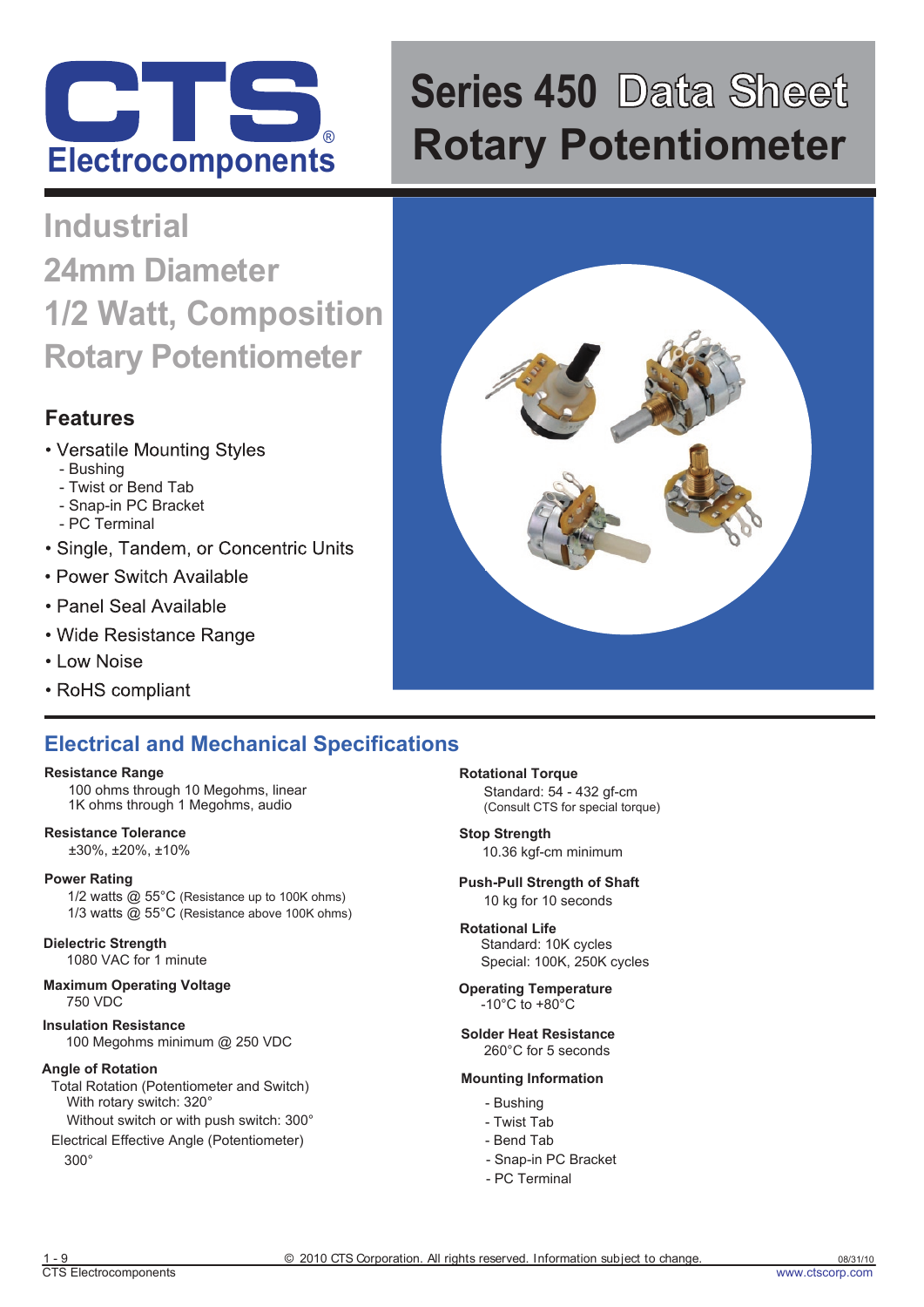# CTS Electrocomponents

# Series 450 Data Sheet Rotary Potentiometer

## Industrial 24mm Diameter 1/2 Watt, Composition Rotary Potentiometer

### Features

- Versatile Mounting Styles
  - Bushing
  - Twist or Bend Tab
  - Snap-in PC Bracket
  - PC Terminal
- Single, Tandem, or Concentric Units
- Power Switch Available
- Panel Seal Available
- Wide Resistance Range
- Low Noise
- RoHS compliant

## Electrical and Mechanical Specifications

**Resistance Range**
100 ohms through 10 Megohms, linear
1K ohms through 1 Megohms, audio

**Resistance Tolerance**
±30%, ±20%, ±10%

**Power Rating**
1/2 watts @ 55°C (Resistance up to 100K ohms)
1/3 watts @ 55°C (Resistance above 100K ohms)

**Dielectric Strength**
1080 VAC for 1 minute

**Maximum Operating Voltage**
750 VDC

**Insulation Resistance**
100 Megohms minimum @ 250 VDC

**Angle of Rotation**
Total Rotation (Potentiometer and Switch)
With rotary switch: 320°
Without switch or with push switch: 300°
Electrical Effective Angle (Potentiometer)
300°

**Rotational Torque**
Standard: 54 - 432 gf-cm
(Consult CTS for special torque)

**Stop Strength**
10.36 kgf-cm minimum

**Push-Pull Strength of Shaft**
10 kg for 10 seconds

**Rotational Life**
Standard: 10K cycles
Special: 100K, 250K cycles

**Operating Temperature**
-10°C to +80°C

**Solder Heat Resistance**
260°C for 5 seconds

**Mounting Information**
- Bushing
- Twist Tab
- Bend Tab
- Snap-in PC Bracket
- PC Terminal

© 2010 CTS Corporation. All rights reserved. Information subject to change.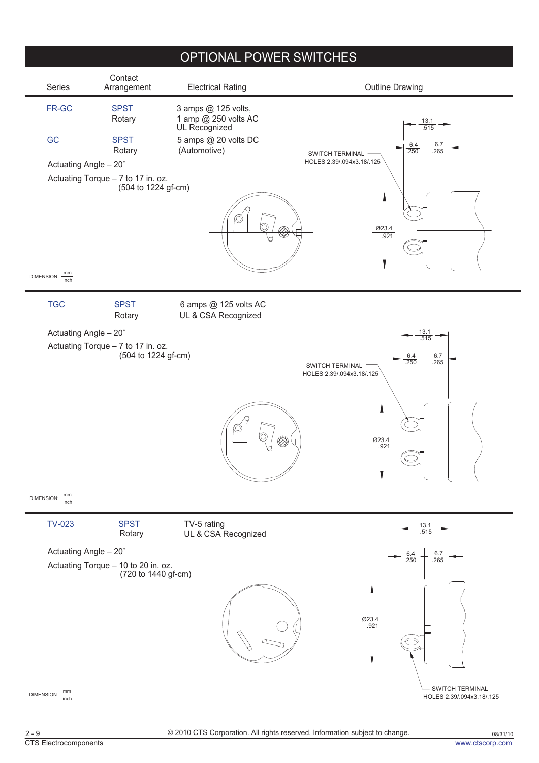# OPTIONAL POWER SWITCHES

| Series | Contact Arrangement | Electrical Rating | Outline Drawing |
|---|---|---|---|
| FR-GC | SPST Rotary | 3 amps @ 125 volts, 1 amp @ 250 volts AC UL Recognized | |
| GC | SPST Rotary | 5 amps @ 20 volts DC (Automotive) | |

Actuating Angle – 20˚

Actuating Torque – 7 to 17 in. oz. (504 to 1224 gf-cm)

SWITCH TERMINAL HOLES 2.39/.094x3.18/.125

13.1 / .515; 6.4 / .250; 6.7 / .265; Ø23.4 / .921

DIMENSION: mm / inch

| Series | Contact Arrangement | Electrical Rating |
|---|---|---|
| TGC | SPST Rotary | 6 amps @ 125 volts AC UL & CSA Recognized |

Actuating Angle – 20˚

Actuating Torque – 7 to 17 in. oz. (504 to 1224 gf-cm)

SWITCH TERMINAL HOLES 2.39/.094x3.18/.125

13.1 / .515; 6.4 / .250; 6.7 / .265; Ø23.4 / .921

DIMENSION: mm / inch

| Series | Contact Arrangement | Electrical Rating |
|---|---|---|
| TV-023 | SPST Rotary | TV-5 rating UL & CSA Recognized |

Actuating Angle – 20˚

Actuating Torque – 10 to 20 in. oz. (720 to 1440 gf-cm)

13.1 / .515; 6.4 / .250; 6.7 / .265; Ø23.4 / .921

SWITCH TERMINAL HOLES 2.39/.094x3.18/.125

DIMENSION: mm / inch

© 2010 CTS Corporation. All rights reserved. Information subject to change.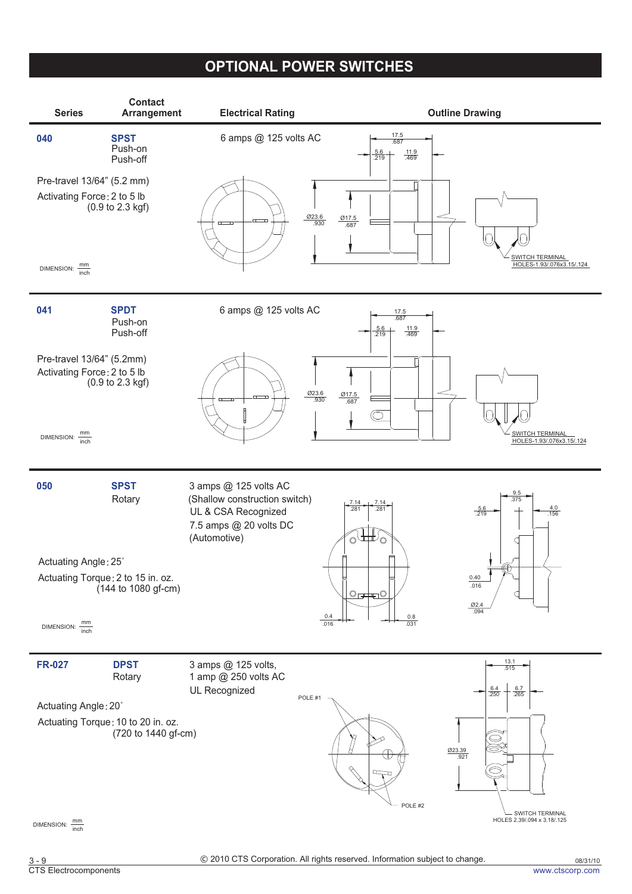# OPTIONAL POWER SWITCHES

| Series | Contact Arrangement | Electrical Rating | Outline Drawing |
|---|---|---|---|
| **040** | **SPST** Push-on Push-off | 6 amps @ 125 volts AC | |
| **041** | **SPDT** Push-on Push-off | 6 amps @ 125 volts AC | |
| **050** | **SPST** Rotary | 3 amps @ 125 volts AC (Shallow construction switch) UL & CSA Recognized 7.5 amps @ 20 volts DC (Automotive) | |
| **FR-027** | **DPST** Rotary | 3 amps @ 125 volts, 1 amp @ 250 volts AC UL Recognized | |

## 040

Pre-travel 13/64" (5.2 mm)

Activating Force: 2 to 5 lb (0.9 to 2.3 kgf)

DIMENSION: mm / inch

17.5 / .687; 5.6 / .219; 11.9 / .469; Ø23.6 / .930; Ø17.5 / .687

SWITCH TERMINAL HOLES-1.93/.076x3.15/.124

## 041

Pre-travel 13/64" (5.2mm)

Activating Force: 2 to 5 lb (0.9 to 2.3 kgf)

DIMENSION: mm / inch

17.5 / .687; 5.6 / .219; 11.9 / .469; Ø23.6 / .930; Ø17.5 / .687

SWITCH TERMINAL HOLES-1.93/.076x3.15/.124

## 050

Actuating Angle: 25˚

Actuating Torque: 2 to 15 in. oz. (144 to 1080 gf-cm)

DIMENSION: mm / inch

7.14 / .281; 7.14 / .281; 0.4 / .016; 0.8 / .031; 9.5 / .375; 5.6 / .219; 4.0 / .156; 0.40 / .016; Ø2.4 / .094

## FR-027

Actuating Angle: 20˚

Actuating Torque: 10 to 20 in. oz. (720 to 1440 gf-cm)

DIMENSION: mm / inch

POLE #1; POLE #2

13.1 / .515; 6.4 / .250; 6.7 / .265; Ø23.39 / .921

SWITCH TERMINAL HOLES 2.39/.094 x 3.18/.125

© 2010 CTS Corporation. All rights reserved. Information subject to change.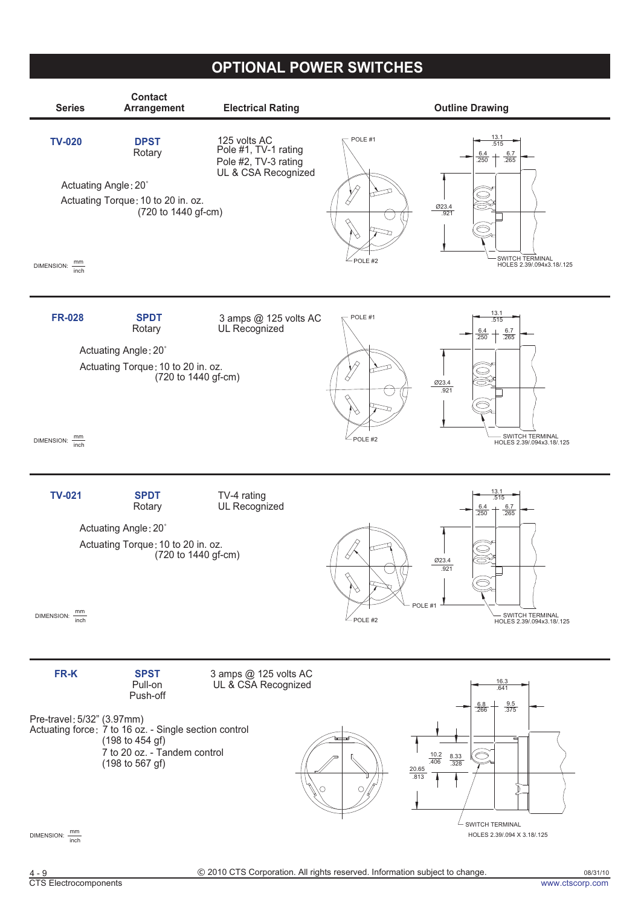# OPTIONAL POWER SWITCHES

| Series | Contact Arrangement | Electrical Rating | Outline Drawing |
|---|---|---|---|
| **TV-020** | **DPST** Rotary | 125 volts AC<br>Pole #1, TV-1 rating<br>Pole #2, TV-3 rating<br>UL & CSA Recognized | |

Actuating Angle: 20°

Actuating Torque: 10 to 20 in. oz. (720 to 1440 gf-cm)

DIMENSION: mm / inch

POLE #1, POLE #2, 13.1 / .515, 6.4 / .250, 6.7 / .265, Ø23.4 / .921, SWITCH TERMINAL HOLES 2.39/.094x3.18/.125

| Series | Contact Arrangement | Electrical Rating | Outline Drawing |
|---|---|---|---|
| **FR-028** | **SPDT** Rotary | 3 amps @ 125 volts AC<br>UL Recognized | |

Actuating Angle: 20°

Actuating Torque: 10 to 20 in. oz. (720 to 1440 gf-cm)

DIMENSION: mm / inch

POLE #1, POLE #2, 13.1 / .515, 6.4 / .250, 6.7 / .265, Ø23.4 / .921, SWITCH TERMINAL HOLES 2.39/.094x3.18/.125

| Series | Contact Arrangement | Electrical Rating | Outline Drawing |
|---|---|---|---|
| **TV-021** | **SPDT** Rotary | TV-4 rating<br>UL Recognized | |

Actuating Angle: 20°

Actuating Torque: 10 to 20 in. oz. (720 to 1440 gf-cm)

DIMENSION: mm / inch

POLE #1, POLE #2, 13.1 / .515, 6.4 / .250, 6.7 / .265, Ø23.4 / .921, SWITCH TERMINAL HOLES 2.39/.094x3.18/.125

| Series | Contact Arrangement | Electrical Rating | Outline Drawing |
|---|---|---|---|
| **FR-K** | **SPST** Pull-on Push-off | 3 amps @ 125 volts AC<br>UL & CSA Recognized | |

Pre-travel: 5/32" (3.97mm)

Actuating force: 7 to 16 oz. - Single section control (198 to 454 gf)
7 to 20 oz. - Tandem control (198 to 567 gf)

DIMENSION: mm / inch

16.3 / .641, 6.8 / .266, 9.5 / .375, 10.2 / .406, 8.33 / .328, 20.65 / .813, SWITCH TERMINAL HOLES 2.39/.094 X 3.18/.125

© 2010 CTS Corporation. All rights reserved. Information subject to change.

CTS Electrocomponents — www.ctscorp.com — 08/31/10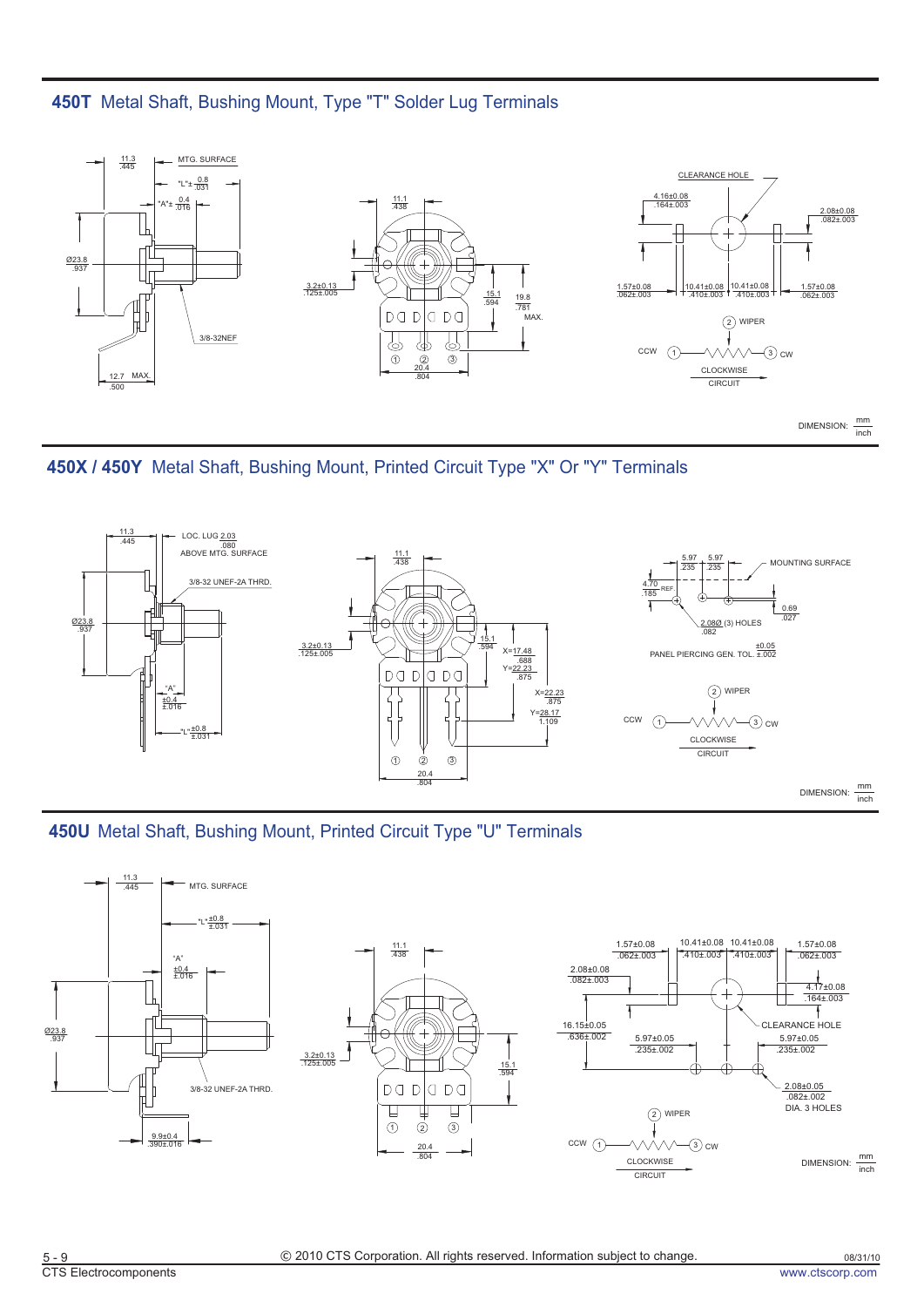## 450T Metal Shaft, Bushing Mount, Type "T" Solder Lug Terminals

11.3 / .445

MTG. SURFACE

"L"± 0.8 / .031

"A"± 0.4 / .016

Ø23.8 / .937

3/8-32NEF

12.7 MAX. / .500

11.1 / .438

3.2±0.13 / .125±.005

15.1 / .594

19.8 / .781 MAX.

① ② ③

20.4 / .804

CLEARANCE HOLE

4.16±0.08 / .164±.003

2.08±0.08 / .082±.003

1.57±0.08 / .062±.003

10.41±0.08 / .410±.003

10.41±0.08 / .410±.003

1.57±0.08 / .062±.003

② WIPER

CCW ① ③ CW

CLOCKWISE CIRCUIT

DIMENSION: mm / inch

## 450X / 450Y Metal Shaft, Bushing Mount, Printed Circuit Type "X" Or "Y" Terminals

11.3 / .445

LOC. LUG 2.03 / .080 ABOVE MTG. SURFACE

3/8-32 UNEF-2A THRD.

Ø23.8 / .937

"A" ±0.4 / ±.016

"L" ±0.8 / ±.031

11.1 / .438

3.2±0.13 / .125±.005

15.1 / .594

X=17.48 / .688

Y=22.23 / .875

X=22.23 / .875

Y=28.17 / 1.109

① ② ③

20.4 / .804

5.97 / .235

5.97 / .235

MOUNTING SURFACE

4.70 / .185 REF.

0.69 / .027

2.08Ø (3) HOLES / .082

PANEL PIERCING GEN. TOL. ±0.05 / ±.002

② WIPER

CCW ① ③ CW

CLOCKWISE CIRCUIT

DIMENSION: mm / inch

## 450U Metal Shaft, Bushing Mount, Printed Circuit Type "U" Terminals

11.3 / .445

MTG. SURFACE

"L" ±0.8 / ±.031

"A" ±0.4 / ±.016

Ø23.8 / .937

3/8-32 UNEF-2A THRD.

9.9±0.4 / .390±.016

11.1 / .438

3.2±0.13 / .125±.005

15.1 / .594

① ② ③

20.4 / .804

1.57±0.08 / .062±.003

10.41±0.08 / .410±.003

10.41±0.08 / .410±.003

1.57±0.08 / .062±.003

2.08±0.08 / .082±.003

4.17±0.08 / .164±.003

16.15±0.05 / .636±.002

CLEARANCE HOLE

5.97±0.05 / .235±.002

5.97±0.05 / .235±.002

2.08±0.05 / .082±.002 DIA. 3 HOLES

② WIPER

CCW ① ③ CW

CLOCKWISE CIRCUIT

DIMENSION: mm / inch

© 2010 CTS Corporation. All rights reserved. Information subject to change.

CTS Electrocomponents

www.ctscorp.com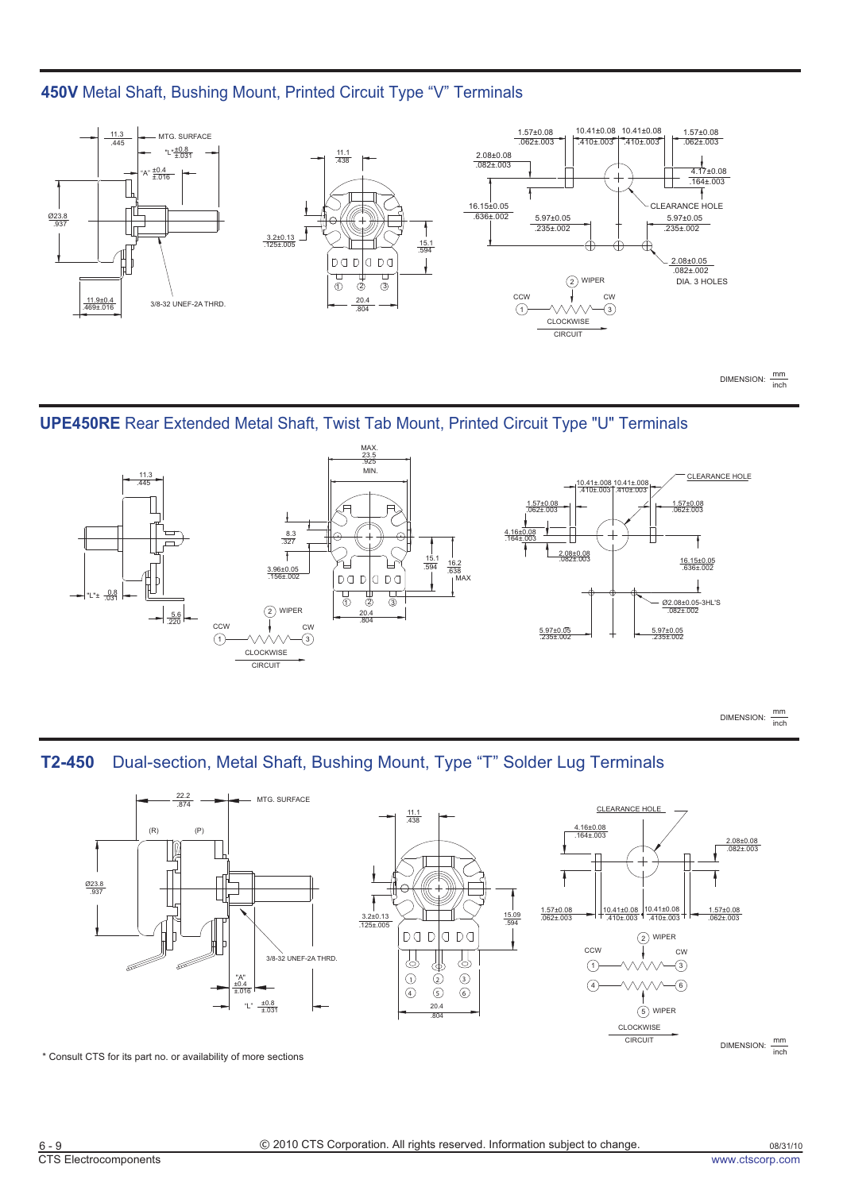## 450V Metal Shaft, Bushing Mount, Printed Circuit Type "V" Terminals

11.3 / .445 — MTG. SURFACE — "L" ±0.8 / ±.031 — "A" ±0.4 / ±.016 — Ø23.8 / .937 — 11.9±0.4 / .469±.016 — 3/8-32 UNEF-2A THRD.

11.1 / .438 — 3.2±0.13 / .125±.005 — 15.1 / .594 — 20.4 / .804

1.57±0.08 / .062±.003 — 10.41±0.08 / .410±.003 — 10.41±0.08 / .410±.003 — 1.57±0.08 / .062±.003 — 2.08±0.08 / .082±.003 — 4.17±0.08 / .164±.003 — 16.15±0.05 / .636±.002 — CLEARANCE HOLE — 5.97±0.05 / .235±.002 — 5.97±0.05 / .235±.002 — 2.08±0.05 / .082±.002 DIA. 3 HOLES

(2) WIPER — CCW (1) — CW (3) — CLOCKWISE CIRCUIT

DIMENSION: mm / inch

## UPE450RE Rear Extended Metal Shaft, Twist Tab Mount, Printed Circuit Type "U" Terminals

11.3 / .445 — "L"± 0.8 / .031 — 5.6 / .220

MAX. 23.5 / .925 MIN. — 8.3 / .327 — 3.96±0.05 / .156±.002 — 15.1 / .594 — 16.2 / .638 MAX — 20.4 / .804

(2) WIPER — CCW (1) — CW (3) — CLOCKWISE CIRCUIT

10.41±.008 / .410±.003 — 10.41±.008 / .410±.003 — CLEARANCE HOLE — 1.57±0.08 / .062±.003 — 1.57±0.08 / .062±.003 — 4.16±0.08 / .164±.003 — 2.08±0.08 / .082±.003 — 16.15±0.05 / .636±.002 — Ø2.08±0.05-3HL'S / .082±.002 — 5.97±0.05 / .235±.002 — 5.97±0.05 / .235±.002

DIMENSION: mm / inch

## T2-450 Dual-section, Metal Shaft, Bushing Mount, Type "T" Solder Lug Terminals

22.2 / .874 — MTG. SURFACE — (R) — (P) — Ø23.8 / .937 — 3/8-32 UNEF-2A THRD. — "A" ±0.4 / ±.016 — "L" ±0.8 / ±.031

11.1 / .438 — 3.2±0.13 / .125±.005 — 15.09 / .594 — 20.4 / .804

CLEARANCE HOLE — 4.16±0.08 / .164±.003 — 2.08±0.08 / .082±.003 — 1.57±0.08 / .062±.003 — 10.41±0.08 / .410±.003 — 10.41±0.08 / .410±.003 — 1.57±0.08 / .062±.003

(2) WIPER — CCW (1) — CW (3) — (4) — (6) — (5) WIPER — CLOCKWISE CIRCUIT

DIMENSION: mm / inch

* Consult CTS for its part no. or availability of more sections

© 2010 CTS Corporation. All rights reserved. Information subject to change.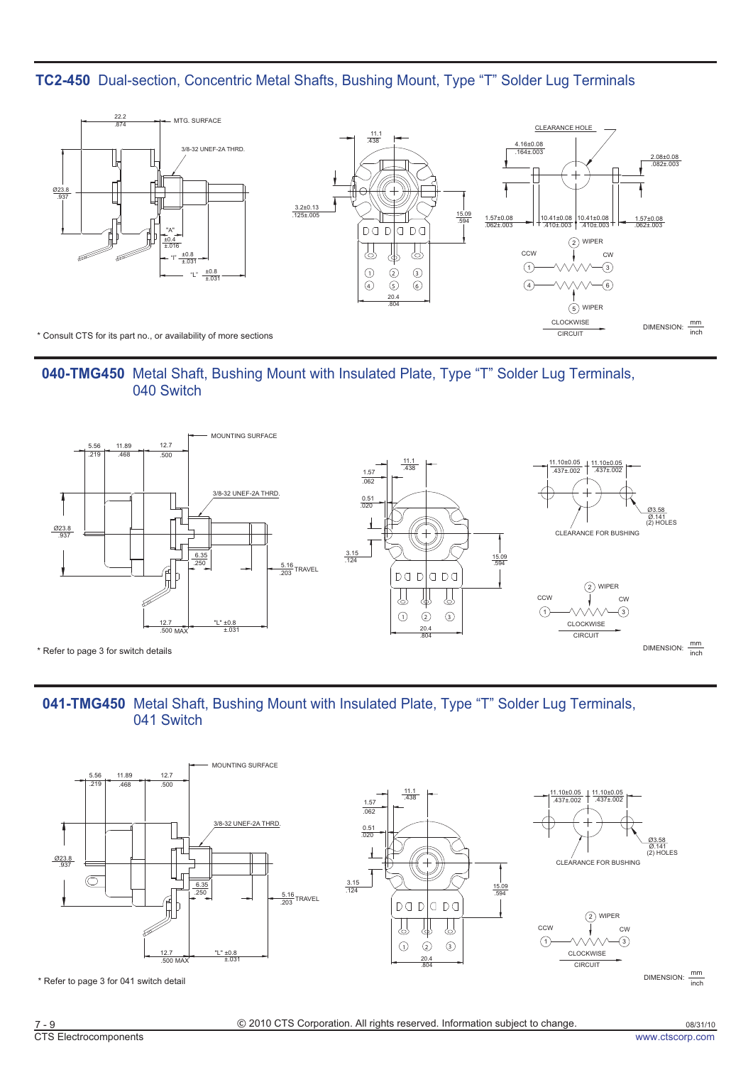## TC2-450 Dual-section, Concentric Metal Shafts, Bushing Mount, Type "T" Solder Lug Terminals

22.2
.874
MTG. SURFACE
3/8-32 UNEF-2A THRD.
Ø23.8
.937
"A" ±0.4 ±.016
"I" ±0.8 ±.031
"L" ±0.8 ±.031

11.1
.438
3.2±0.13
.125±.005
15.09
.594
20.4
.804

CLEARANCE HOLE
4.16±0.08
.164±.003
2.08±0.08
.082±.003
1.57±0.08
.062±.003
10.41±0.08
.410±.003
10.41±0.08
.410±.003
1.57±0.08
.062±.003

CCW (1) — (2) WIPER — (3) CW
(4) — (5) WIPER — (6)
CLOCKWISE
CIRCUIT

DIMENSION: mm / inch

\* Consult CTS for its part no., or availability of more sections

## 040-TMG450 Metal Shaft, Bushing Mount with Insulated Plate, Type "T" Solder Lug Terminals, 040 Switch

5.56 .219 | 11.89 .468 | 12.7 .500
MOUNTING SURFACE
3/8-32 UNEF-2A THRD.
Ø23.8
.937
6.35
.250
5.16
.203 TRAVEL
12.7
.500 MAX
"L" ±0.8
±.031

11.1
.438
1.57
.062
0.51
.020
3.15
.124
15.09
.594
20.4
.804

11.10±0.05
.437±.002
11.10±0.05
.437±.002
Ø3.58
Ø.141
(2) HOLES
CLEARANCE FOR BUSHING

CCW (1) — (2) WIPER — (3) CW
CLOCKWISE
CIRCUIT

DIMENSION: mm / inch

\* Refer to page 3 for switch details

## 041-TMG450 Metal Shaft, Bushing Mount with Insulated Plate, Type "T" Solder Lug Terminals, 041 Switch

5.56 .219 | 11.89 .468 | 12.7 .500
MOUNTING SURFACE
3/8-32 UNEF-2A THRD.
Ø23.8
.937
6.35
.250
5.16
.203 TRAVEL
12.7
.500 MAX
"L" ±0.8
±.031

11.1
.438
1.57
.062
0.51
.020
3.15
.124
15.09
.594
20.4
.804

11.10±0.05
.437±.002
11.10±0.05
.437±.002
Ø3.58
Ø.141
(2) HOLES
CLEARANCE FOR BUSHING

CCW (1) — (2) WIPER — (3) CW
CLOCKWISE
CIRCUIT

DIMENSION: mm / inch

\* Refer to page 3 for 041 switch detail

© 2010 CTS Corporation. All rights reserved. Information subject to change.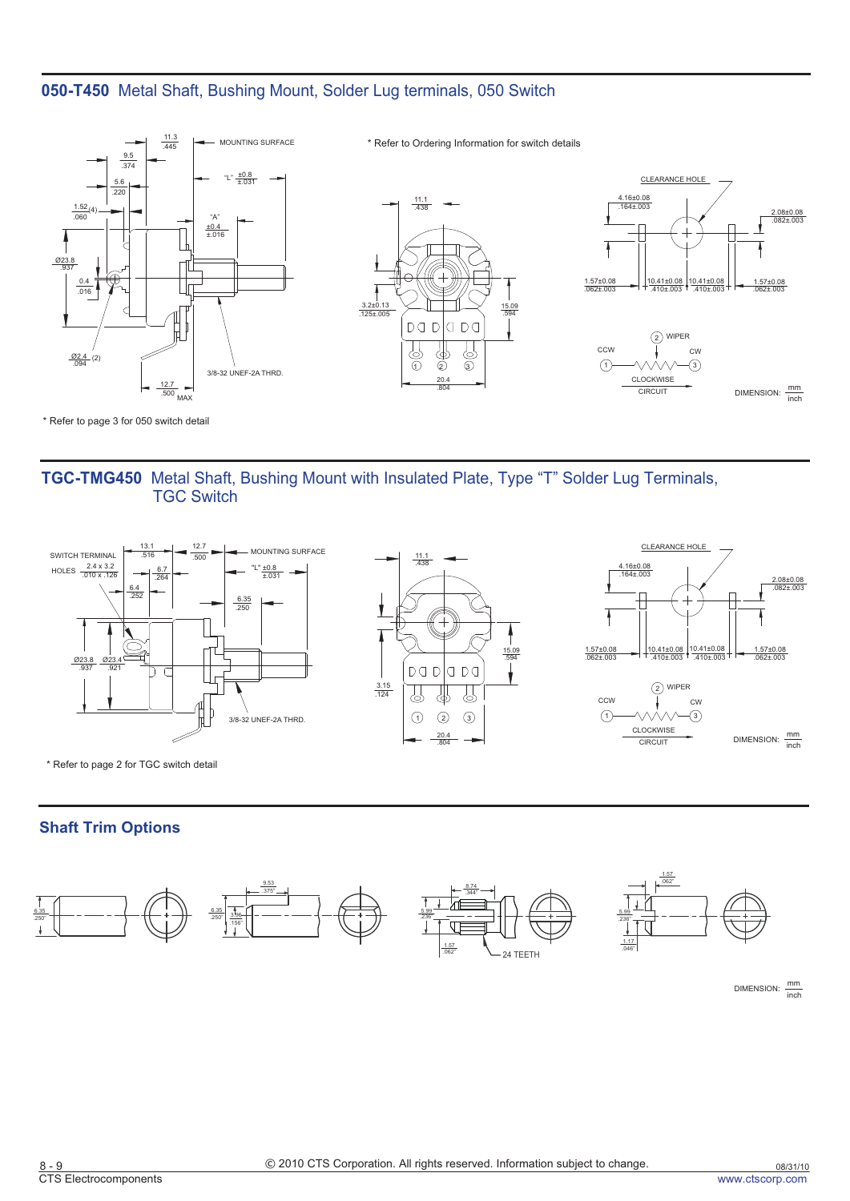## 050-T450 Metal Shaft, Bushing Mount, Solder Lug terminals, 050 Switch

* Refer to Ordering Information for switch details

11.3/.445, MOUNTING SURFACE, 9.5/.374, 5.6/.220, 1.52/.060 (4), "L" ±0.8/±.031, "A" ±0.4/±.016, Ø23.8/.937, 0.4/.016, Ø2.4/.094 (2), 12.7/.500 MAX, 3/8-32 UNEF-2A THRD.

11.1/.438, 3.2±0.13/.125±.005, 15.09/.594, 20.4/.804

CLEARANCE HOLE, 4.16±0.08/.164±.003, 2.08±0.08/.082±.003, 1.57±0.08/.062±.003, 10.41±0.08/.410±.003, 10.41±0.08/.410±.003, 1.57±0.08/.062±.003

WIPER (2), CCW (1), CW (3), CLOCKWISE CIRCUIT

DIMENSION: mm/inch

* Refer to page 3 for 050 switch detail

## TGC-TMG450 Metal Shaft, Bushing Mount with Insulated Plate, Type "T" Solder Lug Terminals, TGC Switch

SWITCH TERMINAL HOLES 2.4 x 3.2/.010 x .126, 13.1/.516, 12.7/.500, MOUNTING SURFACE, 6.7/.264, "L" ±0.8/±.031, 6.4/.252, 6.35/.250, Ø23.8/.937, Ø23.4/.921, 3/8-32 UNEF-2A THRD.

11.1/.438, 15.09/.594, 3.15/.124, 20.4/.804

CLEARANCE HOLE, 4.16±0.08/.164±.003, 2.08±0.08/.082±.003, 1.57±0.08/.062±.003, 10.41±0.08/.410±.003, 10.41±0.08/.410±.003, 1.57±0.08/.062±.003

WIPER (2), CCW (1), CW (3), CLOCKWISE CIRCUIT

DIMENSION: mm/inch

* Refer to page 2 for TGC switch detail

## Shaft Trim Options

6.35/.250

9.53/.375, 6.35/.250, 3.96/.156

8.74/.344, 5.99/.236, 1.57/.062, 24 TEETH

1.57/.062, 5.99/.236, 1.17/.046

DIMENSION: mm/inch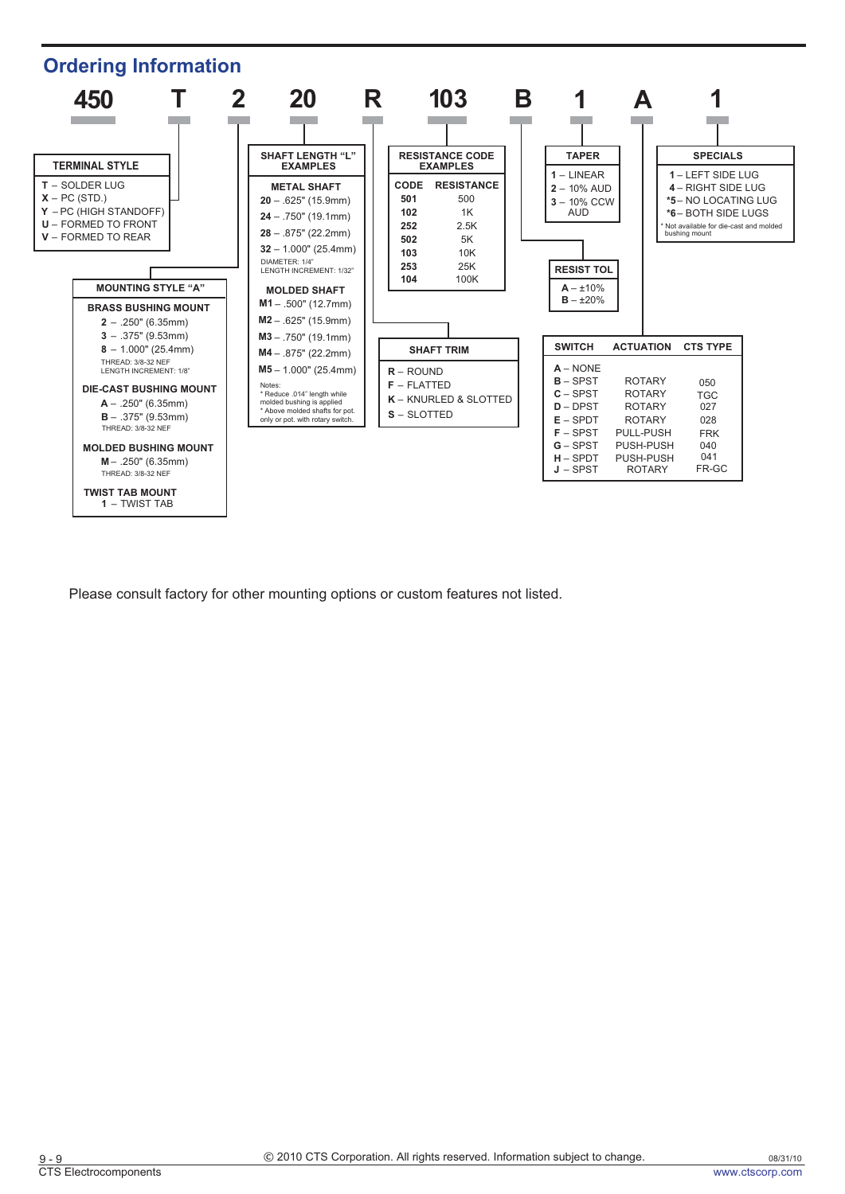## Ordering Information

**450 T 2 20 R 103 B 1 A 1**

### TERMINAL STYLE

- **T** – SOLDER LUG
- **X** – PC (STD.)
- **Y** – PC (HIGH STANDOFF)
- **U** – FORMED TO FRONT
- **V** – FORMED TO REAR

### MOUNTING STYLE "A"

**BRASS BUSHING MOUNT**

- **2** – .250" (6.35mm)
- **3** – .375" (9.53mm)
- **8** – 1.000" (25.4mm)

THREAD: 3/8-32 NEF
LENGTH INCREMENT: 1/8"

**DIE-CAST BUSHING MOUNT**

- **A** – .250" (6.35mm)
- **B** – .375" (9.53mm)

THREAD: 3/8-32 NEF

**MOLDED BUSHING MOUNT**

- **M** – .250" (6.35mm)

THREAD: 3/8-32 NEF

**TWIST TAB MOUNT**

- **1** – TWIST TAB

### SHAFT LENGTH "L" EXAMPLES

**METAL SHAFT**

- **20** – .625" (15.9mm)
- **24** – .750" (19.1mm)
- **28** – .875" (22.2mm)
- **32** – 1.000" (25.4mm)

DIAMETER: 1/4"
LENGTH INCREMENT: 1/32"

**MOLDED SHAFT**

- **M1** – .500" (12.7mm)
- **M2** – .625" (15.9mm)
- **M3** – .750" (19.1mm)
- **M4** – .875" (22.2mm)
- **M5** – 1.000" (25.4mm)

Notes:
* Reduce .014" length while molded bushing is applied
* Above molded shafts for pot. only or pot. with rotary switch.

### SHAFT TRIM

- **R** – ROUND
- **F** – FLATTED
- **K** – KNURLED & SLOTTED
- **S** – SLOTTED

### RESISTANCE CODE EXAMPLES

| CODE | RESISTANCE |
|---|---|
| **501** | 500 |
| **102** | 1K |
| **252** | 2.5K |
| **502** | 5K |
| **103** | 10K |
| **253** | 25K |
| **104** | 100K |

### RESIST TOL

- **A** – ±10%
- **B** – ±20%

### TAPER

- **1** – LINEAR
- **2** – 10% AUD
- **3** – 10% CCW AUD

### SWITCH / ACTUATION / CTS TYPE

| SWITCH | ACTUATION | CTS TYPE |
|---|---|---|
| **A** – NONE | | |
| **B** – SPST | ROTARY | 050 |
| **C** – SPST | ROTARY | TGC |
| **D** – DPST | ROTARY | 027 |
| **E** – SPDT | ROTARY | 028 |
| **F** – SPST | PULL-PUSH | FRK |
| **G** – SPST | PUSH-PUSH | 040 |
| **H** – SPDT | PUSH-PUSH | 041 |
| **J** – SPST | ROTARY | FR-GC |

### SPECIALS

- **1** – LEFT SIDE LUG
- **4** – RIGHT SIDE LUG
- ***5** – NO LOCATING LUG
- ***6** – BOTH SIDE LUGS

* Not available for die-cast and molded bushing mount

Please consult factory for other mounting options or custom features not listed.